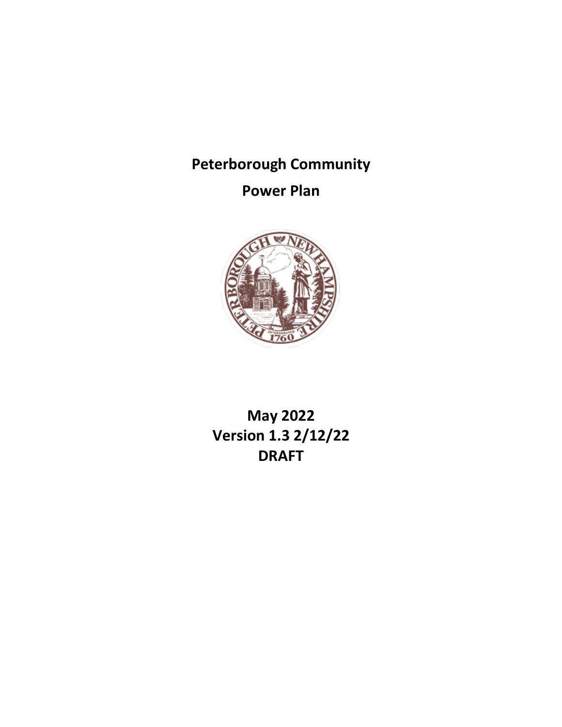# Peterborough Community

# Power Plan

**May 2022**
**Version 1.3 2/12/22**
**DRAFT**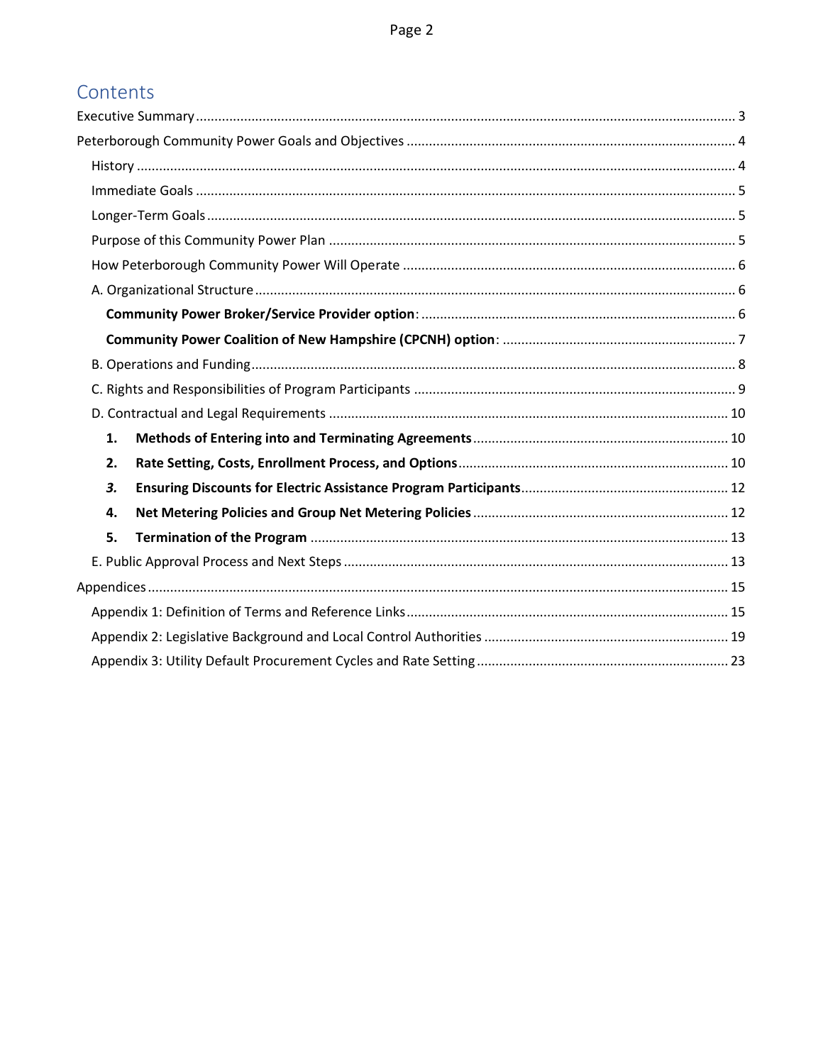# Contents

Executive Summary ..... 3

Peterborough Community Power Goals and Objectives ..... 4

- History ..... 4
- Immediate Goals ..... 5
- Longer-Term Goals ..... 5
- Purpose of this Community Power Plan ..... 5
- How Peterborough Community Power Will Operate ..... 6
- A. Organizational Structure ..... 6
  - **Community Power Broker/Service Provider option**: ..... 6
  - **Community Power Coalition of New Hampshire (CPCNH) option**: ..... 7
- B. Operations and Funding ..... 8
- C. Rights and Responsibilities of Program Participants ..... 9
- D. Contractual and Legal Requirements ..... 10
  1. **Methods of Entering into and Terminating Agreements** ..... 10
  2. **Rate Setting, Costs, Enrollment Process, and Options** ..... 10
  3. ***Ensuring Discounts for Electric Assistance Program Participants*** ..... 12
  4. **Net Metering Policies and Group Net Metering Policies** ..... 12
  5. **Termination of the Program** ..... 13
- E. Public Approval Process and Next Steps ..... 13

Appendices ..... 15

- Appendix 1: Definition of Terms and Reference Links ..... 15
- Appendix 2: Legislative Background and Local Control Authorities ..... 19
- Appendix 3: Utility Default Procurement Cycles and Rate Setting ..... 23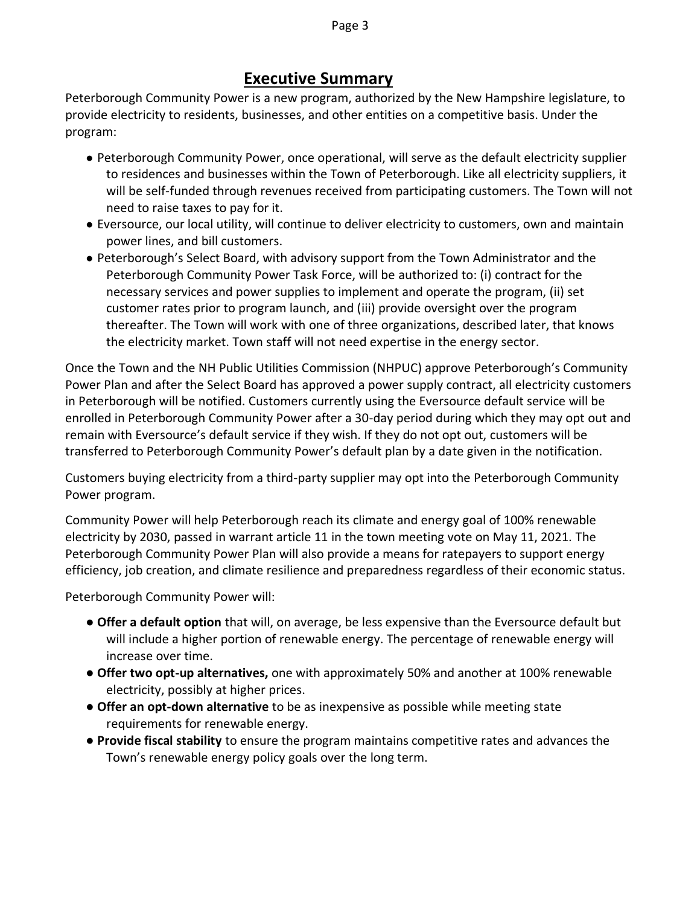## Executive Summary

Peterborough Community Power is a new program, authorized by the New Hampshire legislature, to provide electricity to residents, businesses, and other entities on a competitive basis. Under the program:

- Peterborough Community Power, once operational, will serve as the default electricity supplier to residences and businesses within the Town of Peterborough. Like all electricity suppliers, it will be self-funded through revenues received from participating customers. The Town will not need to raise taxes to pay for it.
- Eversource, our local utility, will continue to deliver electricity to customers, own and maintain power lines, and bill customers.
- Peterborough's Select Board, with advisory support from the Town Administrator and the Peterborough Community Power Task Force, will be authorized to: (i) contract for the necessary services and power supplies to implement and operate the program, (ii) set customer rates prior to program launch, and (iii) provide oversight over the program thereafter. The Town will work with one of three organizations, described later, that knows the electricity market. Town staff will not need expertise in the energy sector.

Once the Town and the NH Public Utilities Commission (NHPUC) approve Peterborough's Community Power Plan and after the Select Board has approved a power supply contract, all electricity customers in Peterborough will be notified. Customers currently using the Eversource default service will be enrolled in Peterborough Community Power after a 30-day period during which they may opt out and remain with Eversource's default service if they wish. If they do not opt out, customers will be transferred to Peterborough Community Power's default plan by a date given in the notification.

Customers buying electricity from a third-party supplier may opt into the Peterborough Community Power program.

Community Power will help Peterborough reach its climate and energy goal of 100% renewable electricity by 2030, passed in warrant article 11 in the town meeting vote on May 11, 2021. The Peterborough Community Power Plan will also provide a means for ratepayers to support energy efficiency, job creation, and climate resilience and preparedness regardless of their economic status.

Peterborough Community Power will:

- **Offer a default option** that will, on average, be less expensive than the Eversource default but will include a higher portion of renewable energy. The percentage of renewable energy will increase over time.
- **Offer two opt-up alternatives,** one with approximately 50% and another at 100% renewable electricity, possibly at higher prices.
- **Offer an opt-down alternative** to be as inexpensive as possible while meeting state requirements for renewable energy.
- **Provide fiscal stability** to ensure the program maintains competitive rates and advances the Town's renewable energy policy goals over the long term.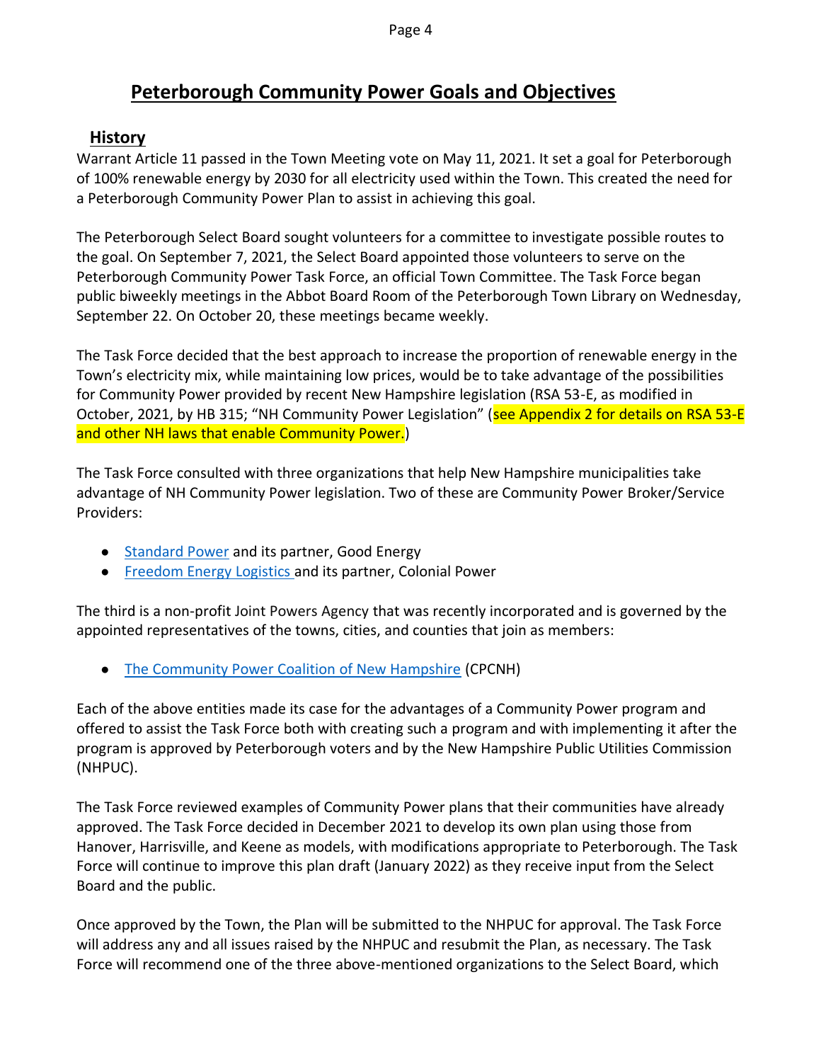# Peterborough Community Power Goals and Objectives

## History

Warrant Article 11 passed in the Town Meeting vote on May 11, 2021. It set a goal for Peterborough of 100% renewable energy by 2030 for all electricity used within the Town. This created the need for a Peterborough Community Power Plan to assist in achieving this goal.

The Peterborough Select Board sought volunteers for a committee to investigate possible routes to the goal. On September 7, 2021, the Select Board appointed those volunteers to serve on the Peterborough Community Power Task Force, an official Town Committee. The Task Force began public biweekly meetings in the Abbot Board Room of the Peterborough Town Library on Wednesday, September 22. On October 20, these meetings became weekly.

The Task Force decided that the best approach to increase the proportion of renewable energy in the Town's electricity mix, while maintaining low prices, would be to take advantage of the possibilities for Community Power provided by recent New Hampshire legislation (RSA 53-E, as modified in October, 2021, by HB 315; "NH Community Power Legislation" (see Appendix 2 for details on RSA 53-E and other NH laws that enable Community Power.)

The Task Force consulted with three organizations that help New Hampshire municipalities take advantage of NH Community Power legislation. Two of these are Community Power Broker/Service Providers:

- Standard Power and its partner, Good Energy
- Freedom Energy Logistics and its partner, Colonial Power

The third is a non-profit Joint Powers Agency that was recently incorporated and is governed by the appointed representatives of the towns, cities, and counties that join as members:

- The Community Power Coalition of New Hampshire (CPCNH)

Each of the above entities made its case for the advantages of a Community Power program and offered to assist the Task Force both with creating such a program and with implementing it after the program is approved by Peterborough voters and by the New Hampshire Public Utilities Commission (NHPUC).

The Task Force reviewed examples of Community Power plans that their communities have already approved. The Task Force decided in December 2021 to develop its own plan using those from Hanover, Harrisville, and Keene as models, with modifications appropriate to Peterborough. The Task Force will continue to improve this plan draft (January 2022) as they receive input from the Select Board and the public.

Once approved by the Town, the Plan will be submitted to the NHPUC for approval. The Task Force will address any and all issues raised by the NHPUC and resubmit the Plan, as necessary. The Task Force will recommend one of the three above-mentioned organizations to the Select Board, which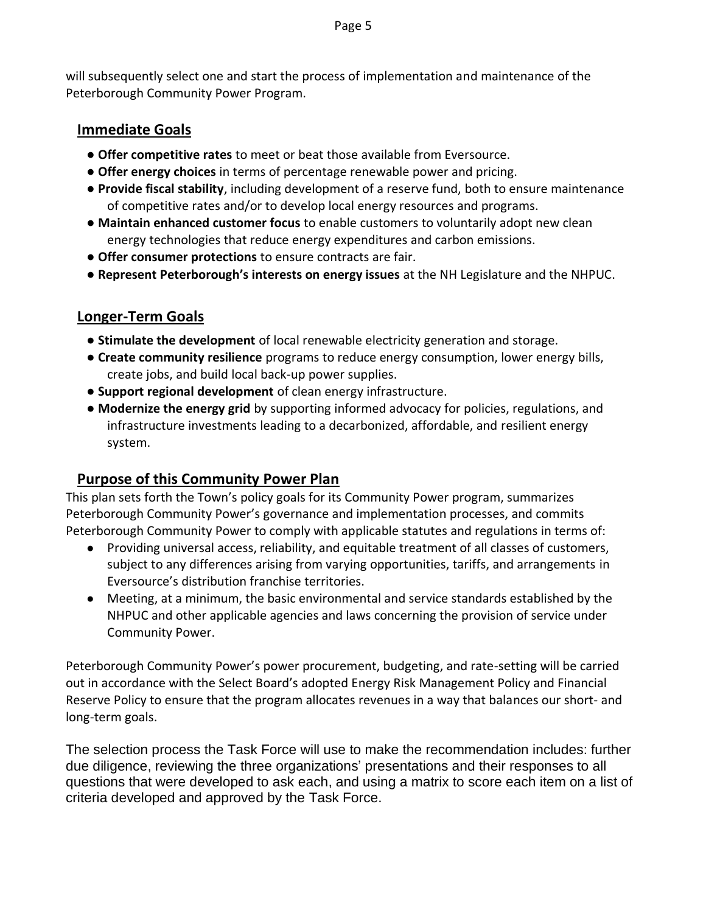will subsequently select one and start the process of implementation and maintenance of the Peterborough Community Power Program.

## Immediate Goals

- **Offer competitive rates** to meet or beat those available from Eversource.
- **Offer energy choices** in terms of percentage renewable power and pricing.
- **Provide fiscal stability**, including development of a reserve fund, both to ensure maintenance of competitive rates and/or to develop local energy resources and programs.
- **Maintain enhanced customer focus** to enable customers to voluntarily adopt new clean energy technologies that reduce energy expenditures and carbon emissions.
- **Offer consumer protections** to ensure contracts are fair.
- **Represent Peterborough's interests on energy issues** at the NH Legislature and the NHPUC.

## Longer-Term Goals

- **Stimulate the development** of local renewable electricity generation and storage.
- **Create community resilience** programs to reduce energy consumption, lower energy bills, create jobs, and build local back-up power supplies.
- **Support regional development** of clean energy infrastructure.
- **Modernize the energy grid** by supporting informed advocacy for policies, regulations, and infrastructure investments leading to a decarbonized, affordable, and resilient energy system.

## Purpose of this Community Power Plan

This plan sets forth the Town's policy goals for its Community Power program, summarizes Peterborough Community Power's governance and implementation processes, and commits Peterborough Community Power to comply with applicable statutes and regulations in terms of:

- Providing universal access, reliability, and equitable treatment of all classes of customers, subject to any differences arising from varying opportunities, tariffs, and arrangements in Eversource's distribution franchise territories.
- Meeting, at a minimum, the basic environmental and service standards established by the NHPUC and other applicable agencies and laws concerning the provision of service under Community Power.

Peterborough Community Power's power procurement, budgeting, and rate-setting will be carried out in accordance with the Select Board's adopted Energy Risk Management Policy and Financial Reserve Policy to ensure that the program allocates revenues in a way that balances our short- and long-term goals.

The selection process the Task Force will use to make the recommendation includes: further due diligence, reviewing the three organizations' presentations and their responses to all questions that were developed to ask each, and using a matrix to score each item on a list of criteria developed and approved by the Task Force.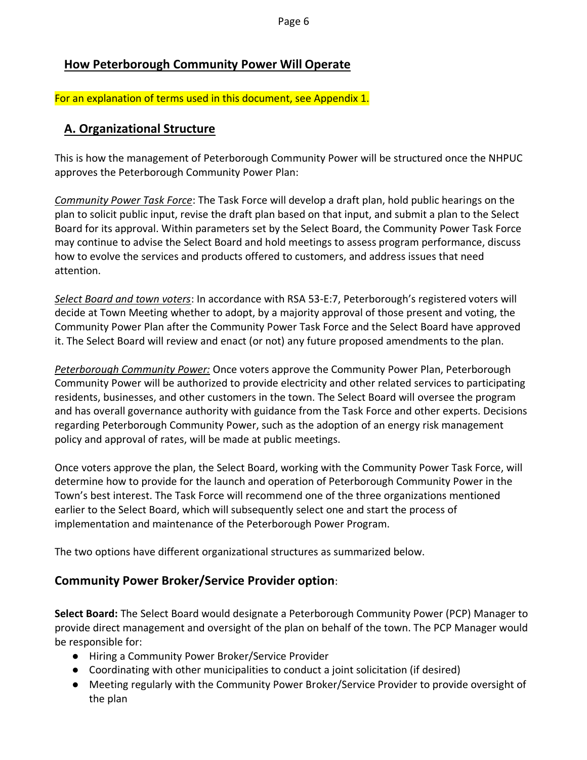## How Peterborough Community Power Will Operate

For an explanation of terms used in this document, see Appendix 1.

## A. Organizational Structure

This is how the management of Peterborough Community Power will be structured once the NHPUC approves the Peterborough Community Power Plan:

*Community Power Task Force*: The Task Force will develop a draft plan, hold public hearings on the plan to solicit public input, revise the draft plan based on that input, and submit a plan to the Select Board for its approval. Within parameters set by the Select Board, the Community Power Task Force may continue to advise the Select Board and hold meetings to assess program performance, discuss how to evolve the services and products offered to customers, and address issues that need attention.

*Select Board and town voters*: In accordance with RSA 53-E:7, Peterborough's registered voters will decide at Town Meeting whether to adopt, by a majority approval of those present and voting, the Community Power Plan after the Community Power Task Force and the Select Board have approved it. The Select Board will review and enact (or not) any future proposed amendments to the plan.

*Peterborough Community Power:* Once voters approve the Community Power Plan, Peterborough Community Power will be authorized to provide electricity and other related services to participating residents, businesses, and other customers in the town. The Select Board will oversee the program and has overall governance authority with guidance from the Task Force and other experts. Decisions regarding Peterborough Community Power, such as the adoption of an energy risk management policy and approval of rates, will be made at public meetings.

Once voters approve the plan, the Select Board, working with the Community Power Task Force, will determine how to provide for the launch and operation of Peterborough Community Power in the Town's best interest. The Task Force will recommend one of the three organizations mentioned earlier to the Select Board, which will subsequently select one and start the process of implementation and maintenance of the Peterborough Power Program.

The two options have different organizational structures as summarized below.

### Community Power Broker/Service Provider option:

**Select Board:** The Select Board would designate a Peterborough Community Power (PCP) Manager to provide direct management and oversight of the plan on behalf of the town. The PCP Manager would be responsible for:

- Hiring a Community Power Broker/Service Provider
- Coordinating with other municipalities to conduct a joint solicitation (if desired)
- Meeting regularly with the Community Power Broker/Service Provider to provide oversight of the plan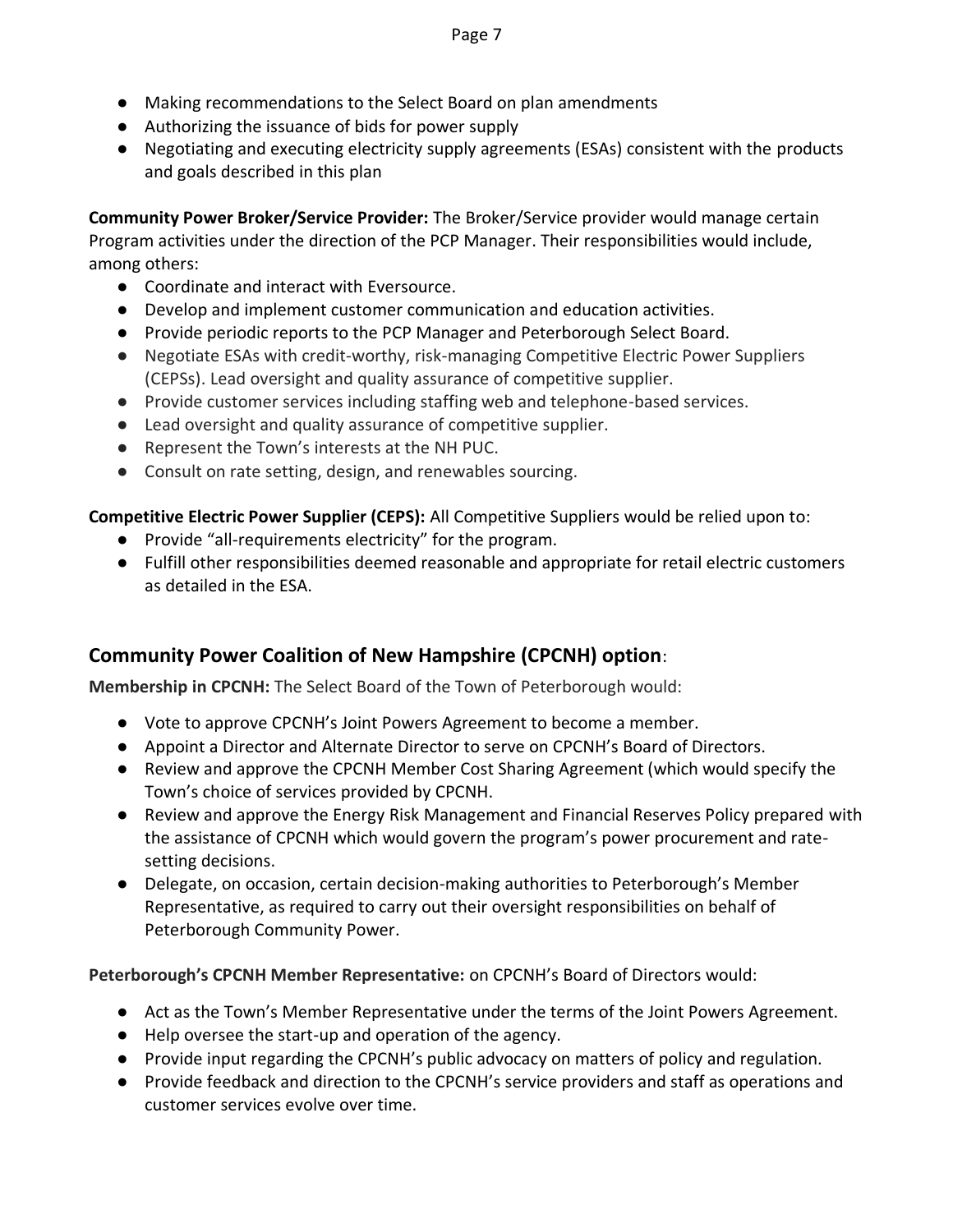- Making recommendations to the Select Board on plan amendments
- Authorizing the issuance of bids for power supply
- Negotiating and executing electricity supply agreements (ESAs) consistent with the products and goals described in this plan

**Community Power Broker/Service Provider:** The Broker/Service provider would manage certain Program activities under the direction of the PCP Manager. Their responsibilities would include, among others:

- Coordinate and interact with Eversource.
- Develop and implement customer communication and education activities.
- Provide periodic reports to the PCP Manager and Peterborough Select Board.
- Negotiate ESAs with credit-worthy, risk-managing Competitive Electric Power Suppliers (CEPSs). Lead oversight and quality assurance of competitive supplier.
- Provide customer services including staffing web and telephone-based services.
- Lead oversight and quality assurance of competitive supplier.
- Represent the Town's interests at the NH PUC.
- Consult on rate setting, design, and renewables sourcing.

**Competitive Electric Power Supplier (CEPS):** All Competitive Suppliers would be relied upon to:

- Provide "all-requirements electricity" for the program.
- Fulfill other responsibilities deemed reasonable and appropriate for retail electric customers as detailed in the ESA.

## Community Power Coalition of New Hampshire (CPCNH) option:

**Membership in CPCNH:** The Select Board of the Town of Peterborough would:

- Vote to approve CPCNH's Joint Powers Agreement to become a member.
- Appoint a Director and Alternate Director to serve on CPCNH's Board of Directors.
- Review and approve the CPCNH Member Cost Sharing Agreement (which would specify the Town's choice of services provided by CPCNH.
- Review and approve the Energy Risk Management and Financial Reserves Policy prepared with the assistance of CPCNH which would govern the program's power procurement and rate-setting decisions.
- Delegate, on occasion, certain decision-making authorities to Peterborough's Member Representative, as required to carry out their oversight responsibilities on behalf of Peterborough Community Power.

**Peterborough's CPCNH Member Representative:** on CPCNH's Board of Directors would:

- Act as the Town's Member Representative under the terms of the Joint Powers Agreement.
- Help oversee the start-up and operation of the agency.
- Provide input regarding the CPCNH's public advocacy on matters of policy and regulation.
- Provide feedback and direction to the CPCNH's service providers and staff as operations and customer services evolve over time.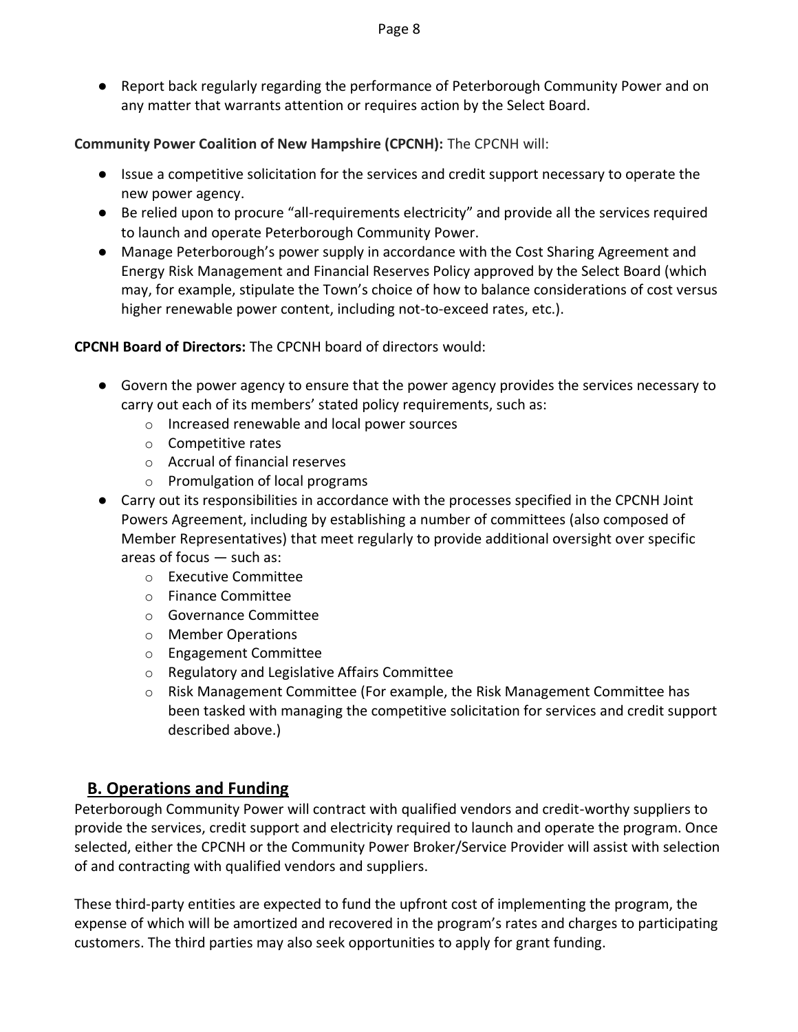- Report back regularly regarding the performance of Peterborough Community Power and on any matter that warrants attention or requires action by the Select Board.

**Community Power Coalition of New Hampshire (CPCNH):** The CPCNH will:

- Issue a competitive solicitation for the services and credit support necessary to operate the new power agency.
- Be relied upon to procure "all-requirements electricity" and provide all the services required to launch and operate Peterborough Community Power.
- Manage Peterborough's power supply in accordance with the Cost Sharing Agreement and Energy Risk Management and Financial Reserves Policy approved by the Select Board (which may, for example, stipulate the Town's choice of how to balance considerations of cost versus higher renewable power content, including not-to-exceed rates, etc.).

**CPCNH Board of Directors:** The CPCNH board of directors would:

- Govern the power agency to ensure that the power agency provides the services necessary to carry out each of its members' stated policy requirements, such as:
  - Increased renewable and local power sources
  - Competitive rates
  - Accrual of financial reserves
  - Promulgation of local programs
- Carry out its responsibilities in accordance with the processes specified in the CPCNH Joint Powers Agreement, including by establishing a number of committees (also composed of Member Representatives) that meet regularly to provide additional oversight over specific areas of focus — such as:
  - Executive Committee
  - Finance Committee
  - Governance Committee
  - Member Operations
  - Engagement Committee
  - Regulatory and Legislative Affairs Committee
  - Risk Management Committee (For example, the Risk Management Committee has been tasked with managing the competitive solicitation for services and credit support described above.)

## B. Operations and Funding

Peterborough Community Power will contract with qualified vendors and credit-worthy suppliers to provide the services, credit support and electricity required to launch and operate the program. Once selected, either the CPCNH or the Community Power Broker/Service Provider will assist with selection of and contracting with qualified vendors and suppliers.

These third-party entities are expected to fund the upfront cost of implementing the program, the expense of which will be amortized and recovered in the program's rates and charges to participating customers. The third parties may also seek opportunities to apply for grant funding.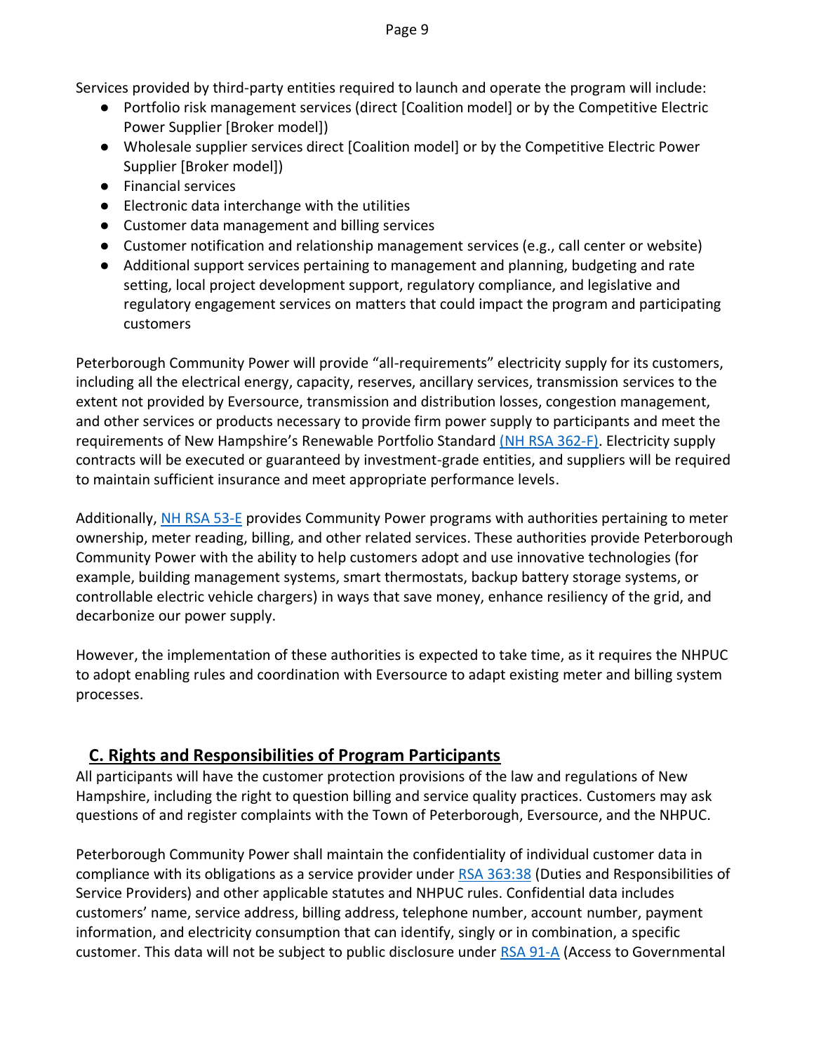Services provided by third-party entities required to launch and operate the program will include:

- Portfolio risk management services (direct [Coalition model] or by the Competitive Electric Power Supplier [Broker model])
- Wholesale supplier services direct [Coalition model] or by the Competitive Electric Power Supplier [Broker model])
- Financial services
- Electronic data interchange with the utilities
- Customer data management and billing services
- Customer notification and relationship management services (e.g., call center or website)
- Additional support services pertaining to management and planning, budgeting and rate setting, local project development support, regulatory compliance, and legislative and regulatory engagement services on matters that could impact the program and participating customers

Peterborough Community Power will provide "all-requirements" electricity supply for its customers, including all the electrical energy, capacity, reserves, ancillary services, transmission services to the extent not provided by Eversource, transmission and distribution losses, congestion management, and other services or products necessary to provide firm power supply to participants and meet the requirements of New Hampshire's Renewable Portfolio Standard (NH RSA 362-F). Electricity supply contracts will be executed or guaranteed by investment-grade entities, and suppliers will be required to maintain sufficient insurance and meet appropriate performance levels.

Additionally, NH RSA 53-E provides Community Power programs with authorities pertaining to meter ownership, meter reading, billing, and other related services. These authorities provide Peterborough Community Power with the ability to help customers adopt and use innovative technologies (for example, building management systems, smart thermostats, backup battery storage systems, or controllable electric vehicle chargers) in ways that save money, enhance resiliency of the grid, and decarbonize our power supply.

However, the implementation of these authorities is expected to take time, as it requires the NHPUC to adopt enabling rules and coordination with Eversource to adapt existing meter and billing system processes.

## C. Rights and Responsibilities of Program Participants

All participants will have the customer protection provisions of the law and regulations of New Hampshire, including the right to question billing and service quality practices. Customers may ask questions of and register complaints with the Town of Peterborough, Eversource, and the NHPUC.

Peterborough Community Power shall maintain the confidentiality of individual customer data in compliance with its obligations as a service provider under RSA 363:38 (Duties and Responsibilities of Service Providers) and other applicable statutes and NHPUC rules. Confidential data includes customers' name, service address, billing address, telephone number, account number, payment information, and electricity consumption that can identify, singly or in combination, a specific customer. This data will not be subject to public disclosure under RSA 91-A (Access to Governmental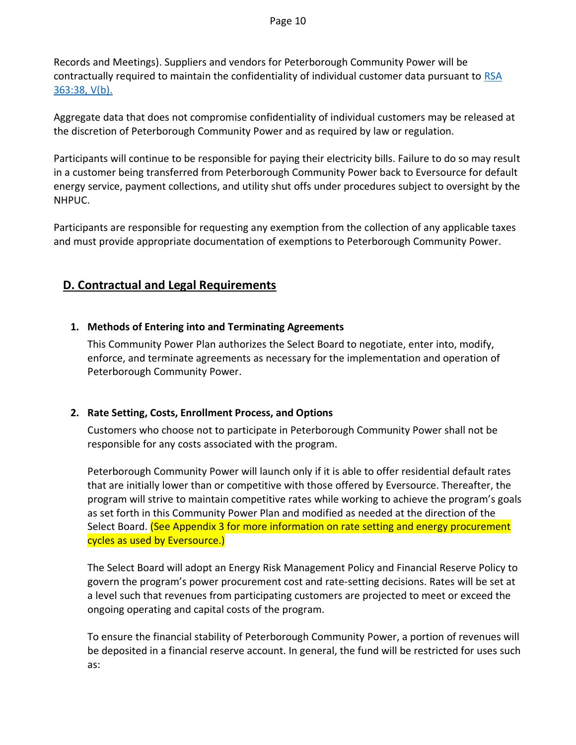Records and Meetings). Suppliers and vendors for Peterborough Community Power will be contractually required to maintain the confidentiality of individual customer data pursuant to [RSA 363:38, V(b).](RSA 363:38, V(b).)

Aggregate data that does not compromise confidentiality of individual customers may be released at the discretion of Peterborough Community Power and as required by law or regulation.

Participants will continue to be responsible for paying their electricity bills. Failure to do so may result in a customer being transferred from Peterborough Community Power back to Eversource for default energy service, payment collections, and utility shut offs under procedures subject to oversight by the NHPUC.

Participants are responsible for requesting any exemption from the collection of any applicable taxes and must provide appropriate documentation of exemptions to Peterborough Community Power.

## D. Contractual and Legal Requirements

### 1. Methods of Entering into and Terminating Agreements

This Community Power Plan authorizes the Select Board to negotiate, enter into, modify, enforce, and terminate agreements as necessary for the implementation and operation of Peterborough Community Power.

### 2. Rate Setting, Costs, Enrollment Process, and Options

Customers who choose not to participate in Peterborough Community Power shall not be responsible for any costs associated with the program.

Peterborough Community Power will launch only if it is able to offer residential default rates that are initially lower than or competitive with those offered by Eversource. Thereafter, the program will strive to maintain competitive rates while working to achieve the program's goals as set forth in this Community Power Plan and modified as needed at the direction of the Select Board. (See Appendix 3 for more information on rate setting and energy procurement cycles as used by Eversource.)

The Select Board will adopt an Energy Risk Management Policy and Financial Reserve Policy to govern the program's power procurement cost and rate-setting decisions. Rates will be set at a level such that revenues from participating customers are projected to meet or exceed the ongoing operating and capital costs of the program.

To ensure the financial stability of Peterborough Community Power, a portion of revenues will be deposited in a financial reserve account. In general, the fund will be restricted for uses such as: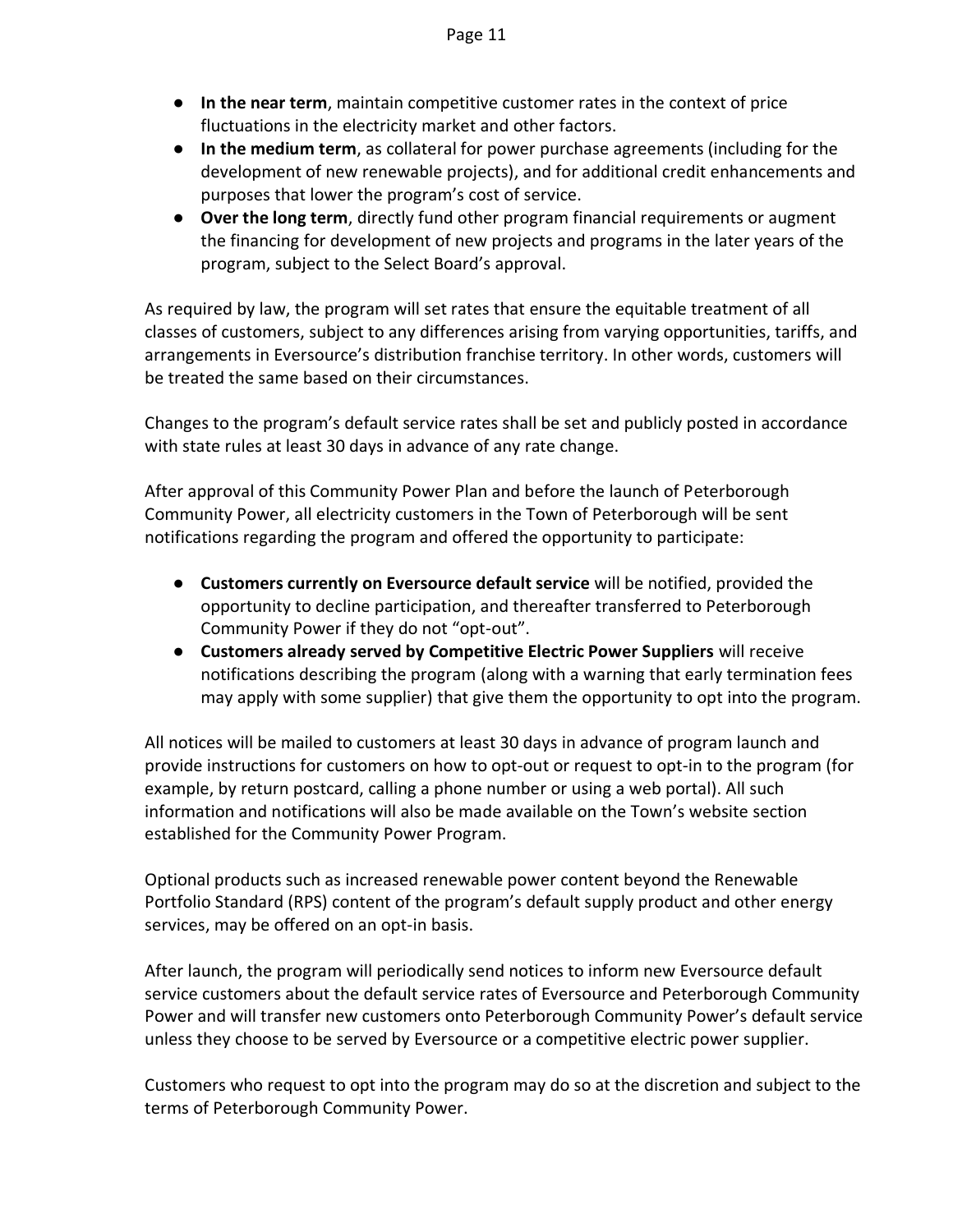- **In the near term**, maintain competitive customer rates in the context of price fluctuations in the electricity market and other factors.
- **In the medium term**, as collateral for power purchase agreements (including for the development of new renewable projects), and for additional credit enhancements and purposes that lower the program's cost of service.
- **Over the long term**, directly fund other program financial requirements or augment the financing for development of new projects and programs in the later years of the program, subject to the Select Board's approval.

As required by law, the program will set rates that ensure the equitable treatment of all classes of customers, subject to any differences arising from varying opportunities, tariffs, and arrangements in Eversource's distribution franchise territory. In other words, customers will be treated the same based on their circumstances.

Changes to the program's default service rates shall be set and publicly posted in accordance with state rules at least 30 days in advance of any rate change.

After approval of this Community Power Plan and before the launch of Peterborough Community Power, all electricity customers in the Town of Peterborough will be sent notifications regarding the program and offered the opportunity to participate:

- **Customers currently on Eversource default service** will be notified, provided the opportunity to decline participation, and thereafter transferred to Peterborough Community Power if they do not "opt-out".
- **Customers already served by Competitive Electric Power Suppliers** will receive notifications describing the program (along with a warning that early termination fees may apply with some supplier) that give them the opportunity to opt into the program.

All notices will be mailed to customers at least 30 days in advance of program launch and provide instructions for customers on how to opt-out or request to opt-in to the program (for example, by return postcard, calling a phone number or using a web portal). All such information and notifications will also be made available on the Town's website section established for the Community Power Program.

Optional products such as increased renewable power content beyond the Renewable Portfolio Standard (RPS) content of the program's default supply product and other energy services, may be offered on an opt-in basis.

After launch, the program will periodically send notices to inform new Eversource default service customers about the default service rates of Eversource and Peterborough Community Power and will transfer new customers onto Peterborough Community Power's default service unless they choose to be served by Eversource or a competitive electric power supplier.

Customers who request to opt into the program may do so at the discretion and subject to the terms of Peterborough Community Power.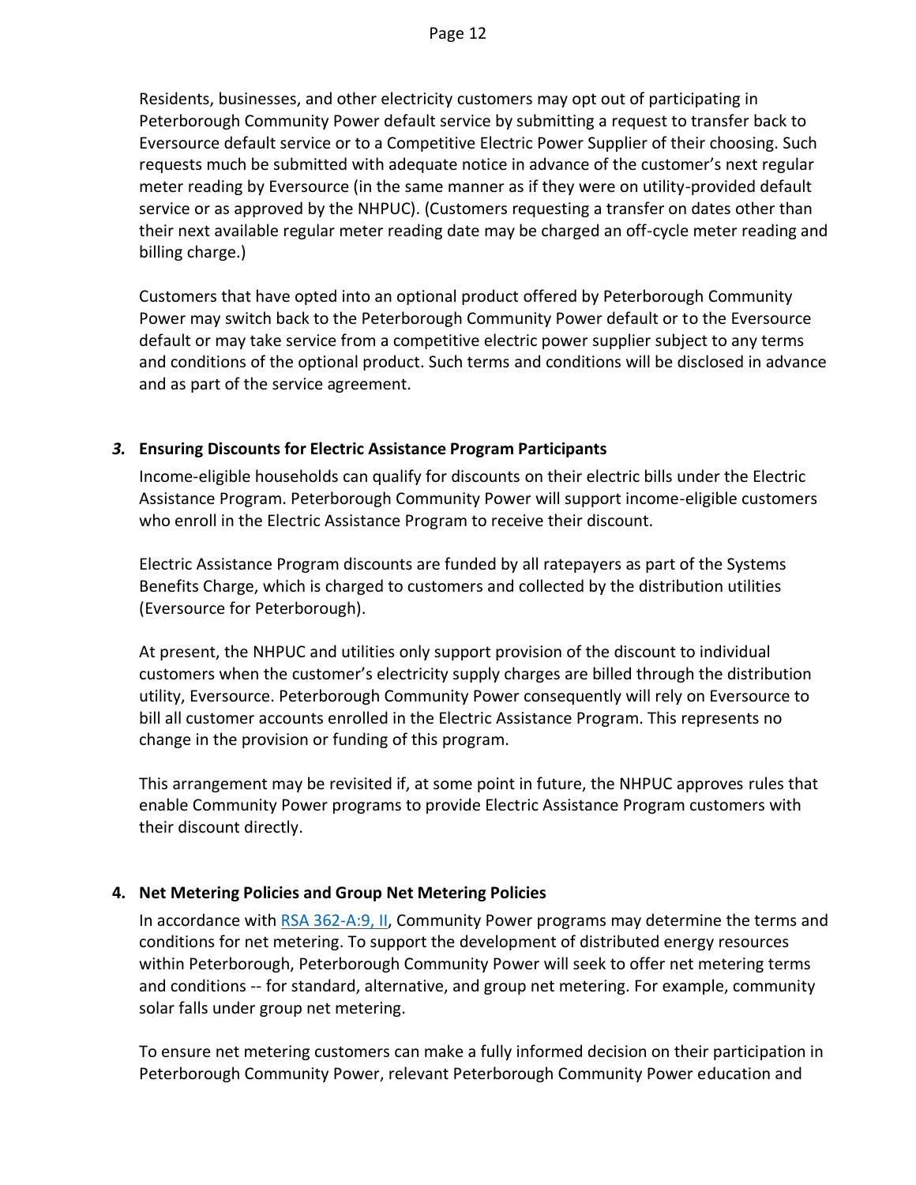Residents, businesses, and other electricity customers may opt out of participating in Peterborough Community Power default service by submitting a request to transfer back to Eversource default service or to a Competitive Electric Power Supplier of their choosing. Such requests much be submitted with adequate notice in advance of the customer's next regular meter reading by Eversource (in the same manner as if they were on utility-provided default service or as approved by the NHPUC). (Customers requesting a transfer on dates other than their next available regular meter reading date may be charged an off-cycle meter reading and billing charge.)

Customers that have opted into an optional product offered by Peterborough Community Power may switch back to the Peterborough Community Power default or to the Eversource default or may take service from a competitive electric power supplier subject to any terms and conditions of the optional product. Such terms and conditions will be disclosed in advance and as part of the service agreement.

### *3.* Ensuring Discounts for Electric Assistance Program Participants

Income-eligible households can qualify for discounts on their electric bills under the Electric Assistance Program. Peterborough Community Power will support income-eligible customers who enroll in the Electric Assistance Program to receive their discount.

Electric Assistance Program discounts are funded by all ratepayers as part of the Systems Benefits Charge, which is charged to customers and collected by the distribution utilities (Eversource for Peterborough).

At present, the NHPUC and utilities only support provision of the discount to individual customers when the customer's electricity supply charges are billed through the distribution utility, Eversource. Peterborough Community Power consequently will rely on Eversource to bill all customer accounts enrolled in the Electric Assistance Program. This represents no change in the provision or funding of this program.

This arrangement may be revisited if, at some point in future, the NHPUC approves rules that enable Community Power programs to provide Electric Assistance Program customers with their discount directly.

### 4. Net Metering Policies and Group Net Metering Policies

In accordance with [RSA 362-A:9, II](), Community Power programs may determine the terms and conditions for net metering. To support the development of distributed energy resources within Peterborough, Peterborough Community Power will seek to offer net metering terms and conditions -- for standard, alternative, and group net metering. For example, community solar falls under group net metering.

To ensure net metering customers can make a fully informed decision on their participation in Peterborough Community Power, relevant Peterborough Community Power education and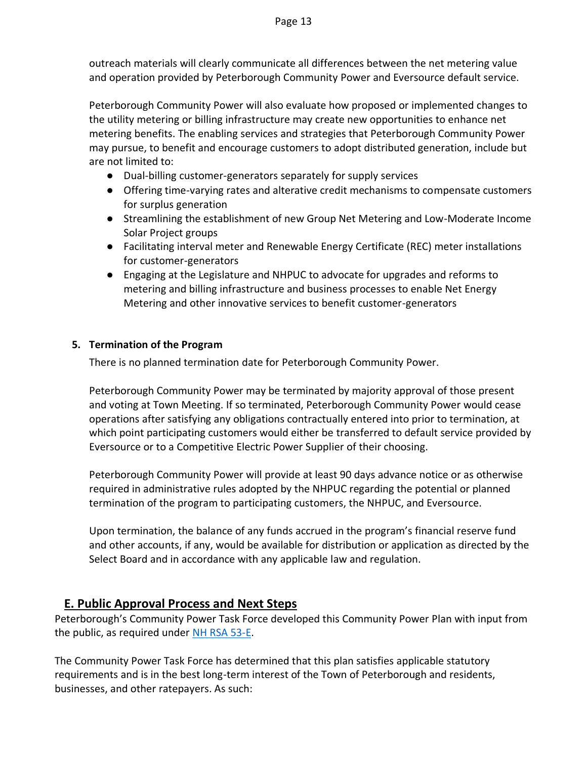outreach materials will clearly communicate all differences between the net metering value and operation provided by Peterborough Community Power and Eversource default service.

Peterborough Community Power will also evaluate how proposed or implemented changes to the utility metering or billing infrastructure may create new opportunities to enhance net metering benefits. The enabling services and strategies that Peterborough Community Power may pursue, to benefit and encourage customers to adopt distributed generation, include but are not limited to:

- Dual-billing customer-generators separately for supply services
- Offering time-varying rates and alterative credit mechanisms to compensate customers for surplus generation
- Streamlining the establishment of new Group Net Metering and Low-Moderate Income Solar Project groups
- Facilitating interval meter and Renewable Energy Certificate (REC) meter installations for customer-generators
- Engaging at the Legislature and NHPUC to advocate for upgrades and reforms to metering and billing infrastructure and business processes to enable Net Energy Metering and other innovative services to benefit customer-generators

### 5. Termination of the Program

There is no planned termination date for Peterborough Community Power.

Peterborough Community Power may be terminated by majority approval of those present and voting at Town Meeting. If so terminated, Peterborough Community Power would cease operations after satisfying any obligations contractually entered into prior to termination, at which point participating customers would either be transferred to default service provided by Eversource or to a Competitive Electric Power Supplier of their choosing.

Peterborough Community Power will provide at least 90 days advance notice or as otherwise required in administrative rules adopted by the NHPUC regarding the potential or planned termination of the program to participating customers, the NHPUC, and Eversource.

Upon termination, the balance of any funds accrued in the program's financial reserve fund and other accounts, if any, would be available for distribution or application as directed by the Select Board and in accordance with any applicable law and regulation.

## E. Public Approval Process and Next Steps

Peterborough's Community Power Task Force developed this Community Power Plan with input from the public, as required under NH RSA 53-E.

The Community Power Task Force has determined that this plan satisfies applicable statutory requirements and is in the best long-term interest of the Town of Peterborough and residents, businesses, and other ratepayers. As such: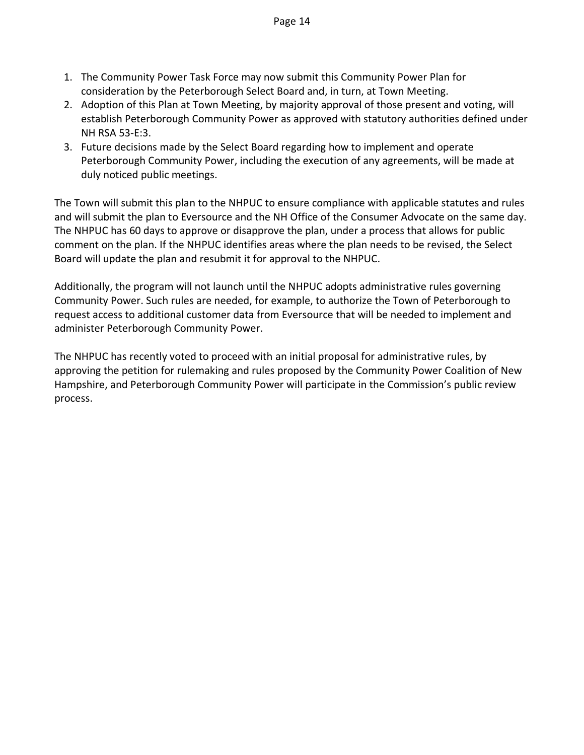1. The Community Power Task Force may now submit this Community Power Plan for consideration by the Peterborough Select Board and, in turn, at Town Meeting.
2. Adoption of this Plan at Town Meeting, by majority approval of those present and voting, will establish Peterborough Community Power as approved with statutory authorities defined under NH RSA 53-E:3.
3. Future decisions made by the Select Board regarding how to implement and operate Peterborough Community Power, including the execution of any agreements, will be made at duly noticed public meetings.

The Town will submit this plan to the NHPUC to ensure compliance with applicable statutes and rules and will submit the plan to Eversource and the NH Office of the Consumer Advocate on the same day. The NHPUC has 60 days to approve or disapprove the plan, under a process that allows for public comment on the plan. If the NHPUC identifies areas where the plan needs to be revised, the Select Board will update the plan and resubmit it for approval to the NHPUC.

Additionally, the program will not launch until the NHPUC adopts administrative rules governing Community Power. Such rules are needed, for example, to authorize the Town of Peterborough to request access to additional customer data from Eversource that will be needed to implement and administer Peterborough Community Power.

The NHPUC has recently voted to proceed with an initial proposal for administrative rules, by approving the petition for rulemaking and rules proposed by the Community Power Coalition of New Hampshire, and Peterborough Community Power will participate in the Commission's public review process.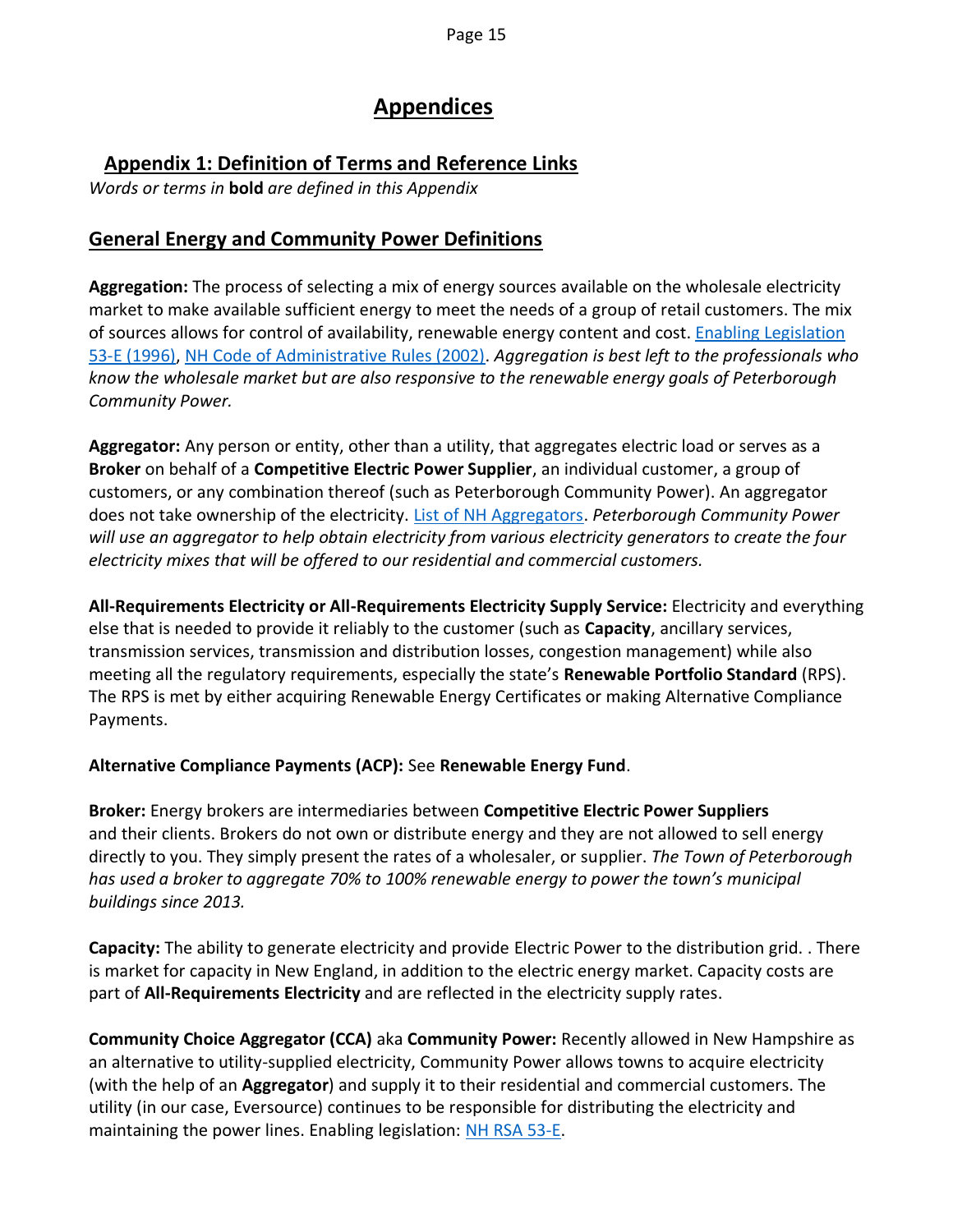# Appendices

## Appendix 1: Definition of Terms and Reference Links

*Words or terms in* **bold** *are defined in this Appendix*

## General Energy and Community Power Definitions

**Aggregation:** The process of selecting a mix of energy sources available on the wholesale electricity market to make available sufficient energy to meet the needs of a group of retail customers. The mix of sources allows for control of availability, renewable energy content and cost. [Enabling Legislation 53-E (1996)](), [NH Code of Administrative Rules (2002)](). *Aggregation is best left to the professionals who know the wholesale market but are also responsive to the renewable energy goals of Peterborough Community Power.*

**Aggregator:** Any person or entity, other than a utility, that aggregates electric load or serves as a **Broker** on behalf of a **Competitive Electric Power Supplier**, an individual customer, a group of customers, or any combination thereof (such as Peterborough Community Power). An aggregator does not take ownership of the electricity. [List of NH Aggregators](). *Peterborough Community Power will use an aggregator to help obtain electricity from various electricity generators to create the four electricity mixes that will be offered to our residential and commercial customers.*

**All-Requirements Electricity or All-Requirements Electricity Supply Service:** Electricity and everything else that is needed to provide it reliably to the customer (such as **Capacity**, ancillary services, transmission services, transmission and distribution losses, congestion management) while also meeting all the regulatory requirements, especially the state's **Renewable Portfolio Standard** (RPS). The RPS is met by either acquiring Renewable Energy Certificates or making Alternative Compliance Payments.

**Alternative Compliance Payments (ACP):** See **Renewable Energy Fund**.

**Broker:** Energy brokers are intermediaries between **Competitive Electric Power Suppliers** and their clients. Brokers do not own or distribute energy and they are not allowed to sell energy directly to you. They simply present the rates of a wholesaler, or supplier. *The Town of Peterborough has used a broker to aggregate 70% to 100% renewable energy to power the town's municipal buildings since 2013.*

**Capacity:** The ability to generate electricity and provide Electric Power to the distribution grid. . There is market for capacity in New England, in addition to the electric energy market. Capacity costs are part of **All-Requirements Electricity** and are reflected in the electricity supply rates.

**Community Choice Aggregator (CCA)** aka **Community Power:** Recently allowed in New Hampshire as an alternative to utility-supplied electricity, Community Power allows towns to acquire electricity (with the help of an **Aggregator**) and supply it to their residential and commercial customers. The utility (in our case, Eversource) continues to be responsible for distributing the electricity and maintaining the power lines. Enabling legislation: [NH RSA 53-E]().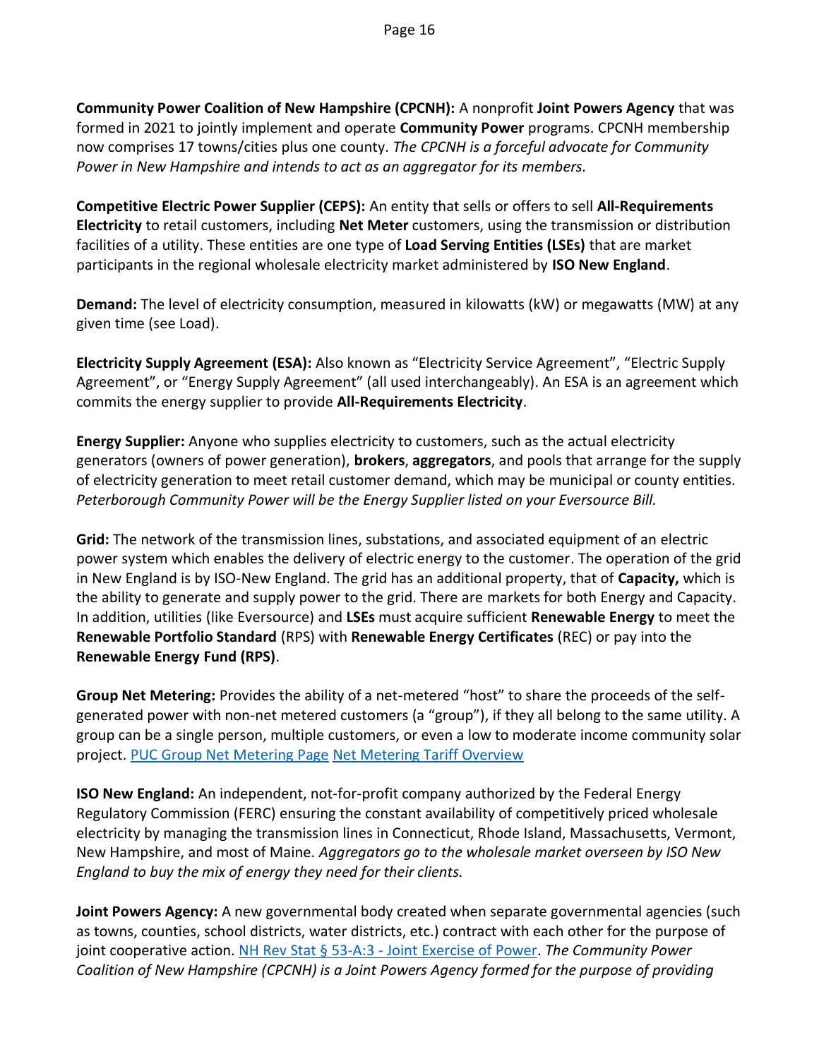**Community Power Coalition of New Hampshire (CPCNH):** A nonprofit **Joint Powers Agency** that was formed in 2021 to jointly implement and operate **Community Power** programs. CPCNH membership now comprises 17 towns/cities plus one county. *The CPCNH is a forceful advocate for Community Power in New Hampshire and intends to act as an aggregator for its members.*

**Competitive Electric Power Supplier (CEPS):** An entity that sells or offers to sell **All-Requirements Electricity** to retail customers, including **Net Meter** customers, using the transmission or distribution facilities of a utility. These entities are one type of **Load Serving Entities (LSEs)** that are market participants in the regional wholesale electricity market administered by **ISO New England**.

**Demand:** The level of electricity consumption, measured in kilowatts (kW) or megawatts (MW) at any given time (see Load).

**Electricity Supply Agreement (ESA):** Also known as "Electricity Service Agreement", "Electric Supply Agreement", or "Energy Supply Agreement" (all used interchangeably). An ESA is an agreement which commits the energy supplier to provide **All-Requirements Electricity**.

**Energy Supplier:** Anyone who supplies electricity to customers, such as the actual electricity generators (owners of power generation), **brokers**, **aggregators**, and pools that arrange for the supply of electricity generation to meet retail customer demand, which may be municipal or county entities. *Peterborough Community Power will be the Energy Supplier listed on your Eversource Bill.*

**Grid:** The network of the transmission lines, substations, and associated equipment of an electric power system which enables the delivery of electric energy to the customer. The operation of the grid in New England is by ISO-New England. The grid has an additional property, that of **Capacity,** which is the ability to generate and supply power to the grid. There are markets for both Energy and Capacity. In addition, utilities (like Eversource) and **LSEs** must acquire sufficient **Renewable Energy** to meet the **Renewable Portfolio Standard** (RPS) with **Renewable Energy Certificates** (REC) or pay into the **Renewable Energy Fund (RPS)**.

**Group Net Metering:** Provides the ability of a net-metered "host" to share the proceeds of the self-generated power with non-net metered customers (a "group"), if they all belong to the same utility. A group can be a single person, multiple customers, or even a low to moderate income community solar project. PUC Group Net Metering Page Net Metering Tariff Overview

**ISO New England:** An independent, not-for-profit company authorized by the Federal Energy Regulatory Commission (FERC) ensuring the constant availability of competitively priced wholesale electricity by managing the transmission lines in Connecticut, Rhode Island, Massachusetts, Vermont, New Hampshire, and most of Maine. *Aggregators go to the wholesale market overseen by ISO New England to buy the mix of energy they need for their clients.*

**Joint Powers Agency:** A new governmental body created when separate governmental agencies (such as towns, counties, school districts, water districts, etc.) contract with each other for the purpose of joint cooperative action. NH Rev Stat § 53-A:3 - Joint Exercise of Power. *The Community Power Coalition of New Hampshire (CPCNH) is a Joint Powers Agency formed for the purpose of providing*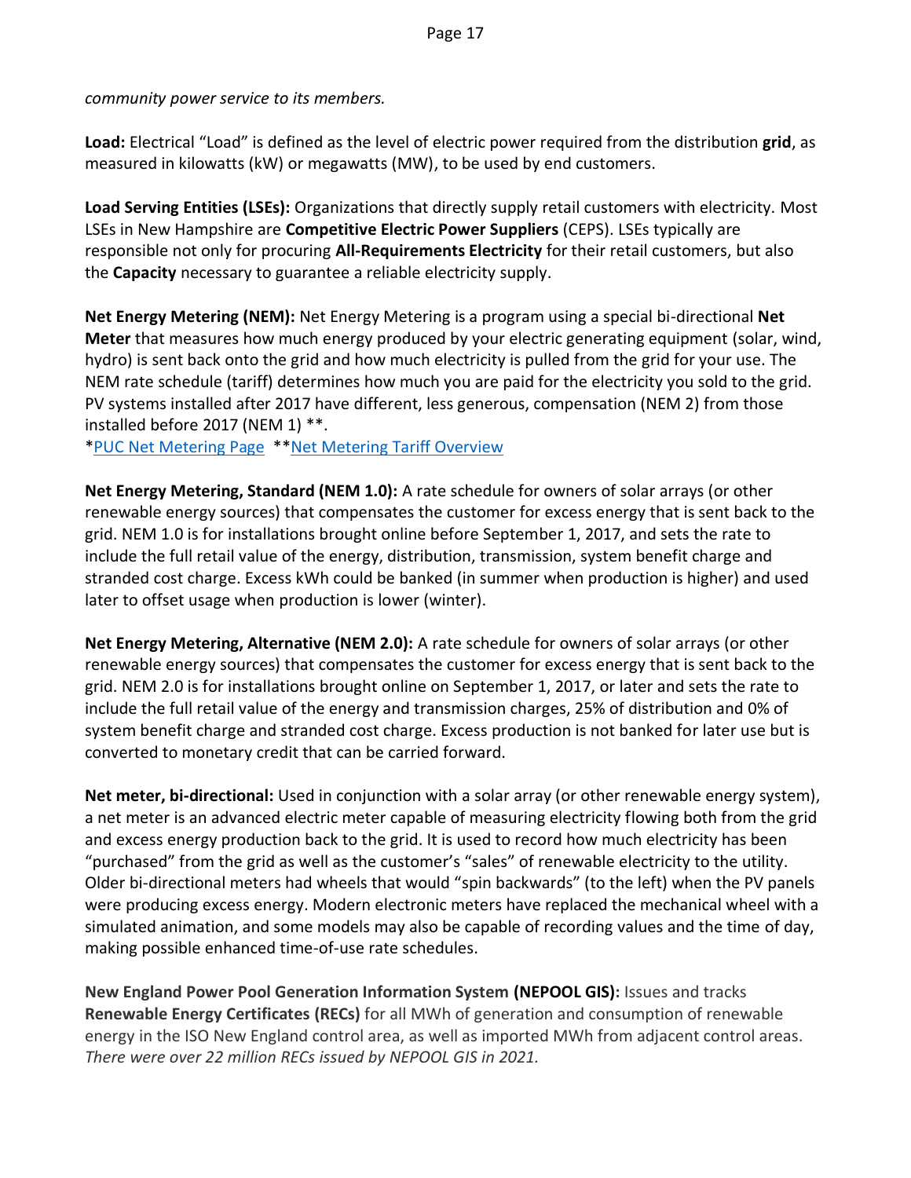*community power service to its members.*

**Load:** Electrical "Load" is defined as the level of electric power required from the distribution **grid**, as measured in kilowatts (kW) or megawatts (MW), to be used by end customers.

**Load Serving Entities (LSEs):** Organizations that directly supply retail customers with electricity. Most LSEs in New Hampshire are **Competitive Electric Power Suppliers** (CEPS). LSEs typically are responsible not only for procuring **All-Requirements Electricity** for their retail customers, but also the **Capacity** necessary to guarantee a reliable electricity supply.

**Net Energy Metering (NEM):** Net Energy Metering is a program using a special bi-directional **Net Meter** that measures how much energy produced by your electric generating equipment (solar, wind, hydro) is sent back onto the grid and how much electricity is pulled from the grid for your use. The NEM rate schedule (tariff) determines how much you are paid for the electricity you sold to the grid. PV systems installed after 2017 have different, less generous, compensation (NEM 2) from those installed before 2017 (NEM 1) **.
*PUC Net Metering Page  **Net Metering Tariff Overview

**Net Energy Metering, Standard (NEM 1.0):** A rate schedule for owners of solar arrays (or other renewable energy sources) that compensates the customer for excess energy that is sent back to the grid. NEM 1.0 is for installations brought online before September 1, 2017, and sets the rate to include the full retail value of the energy, distribution, transmission, system benefit charge and stranded cost charge. Excess kWh could be banked (in summer when production is higher) and used later to offset usage when production is lower (winter).

**Net Energy Metering, Alternative (NEM 2.0):** A rate schedule for owners of solar arrays (or other renewable energy sources) that compensates the customer for excess energy that is sent back to the grid. NEM 2.0 is for installations brought online on September 1, 2017, or later and sets the rate to include the full retail value of the energy and transmission charges, 25% of distribution and 0% of system benefit charge and stranded cost charge. Excess production is not banked for later use but is converted to monetary credit that can be carried forward.

**Net meter, bi-directional:** Used in conjunction with a solar array (or other renewable energy system), a net meter is an advanced electric meter capable of measuring electricity flowing both from the grid and excess energy production back to the grid. It is used to record how much electricity has been "purchased" from the grid as well as the customer's "sales" of renewable electricity to the utility. Older bi-directional meters had wheels that would "spin backwards" (to the left) when the PV panels were producing excess energy. Modern electronic meters have replaced the mechanical wheel with a simulated animation, and some models may also be capable of recording values and the time of day, making possible enhanced time-of-use rate schedules.

**New England Power Pool Generation Information System (NEPOOL GIS):** Issues and tracks **Renewable Energy Certificates (RECs)** for all MWh of generation and consumption of renewable energy in the ISO New England control area, as well as imported MWh from adjacent control areas. *There were over 22 million RECs issued by NEPOOL GIS in 2021.*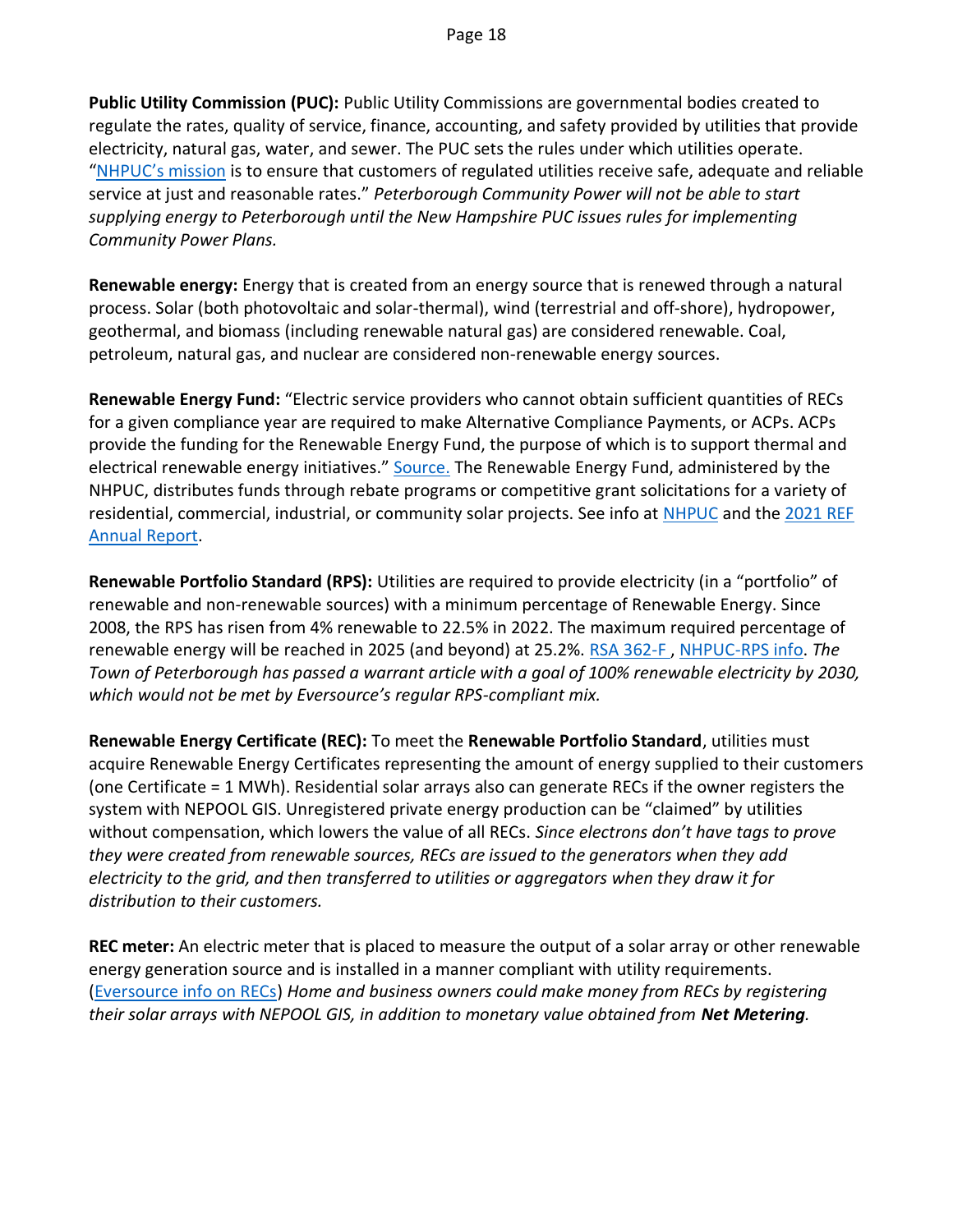**Public Utility Commission (PUC):** Public Utility Commissions are governmental bodies created to regulate the rates, quality of service, finance, accounting, and safety provided by utilities that provide electricity, natural gas, water, and sewer. The PUC sets the rules under which utilities operate. "NHPUC's mission is to ensure that customers of regulated utilities receive safe, adequate and reliable service at just and reasonable rates." *Peterborough Community Power will not be able to start supplying energy to Peterborough until the New Hampshire PUC issues rules for implementing Community Power Plans.*

**Renewable energy:** Energy that is created from an energy source that is renewed through a natural process. Solar (both photovoltaic and solar-thermal), wind (terrestrial and off-shore), hydropower, geothermal, and biomass (including renewable natural gas) are considered renewable. Coal, petroleum, natural gas, and nuclear are considered non-renewable energy sources.

**Renewable Energy Fund:** "Electric service providers who cannot obtain sufficient quantities of RECs for a given compliance year are required to make Alternative Compliance Payments, or ACPs. ACPs provide the funding for the Renewable Energy Fund, the purpose of which is to support thermal and electrical renewable energy initiatives." Source. The Renewable Energy Fund, administered by the NHPUC, distributes funds through rebate programs or competitive grant solicitations for a variety of residential, commercial, industrial, or community solar projects. See info at NHPUC and the 2021 REF Annual Report.

**Renewable Portfolio Standard (RPS):** Utilities are required to provide electricity (in a "portfolio" of renewable and non-renewable sources) with a minimum percentage of Renewable Energy. Since 2008, the RPS has risen from 4% renewable to 22.5% in 2022. The maximum required percentage of renewable energy will be reached in 2025 (and beyond) at 25.2%. RSA 362-F, NHPUC-RPS info. *The Town of Peterborough has passed a warrant article with a goal of 100% renewable electricity by 2030, which would not be met by Eversource's regular RPS-compliant mix.*

**Renewable Energy Certificate (REC):** To meet the **Renewable Portfolio Standard**, utilities must acquire Renewable Energy Certificates representing the amount of energy supplied to their customers (one Certificate = 1 MWh). Residential solar arrays also can generate RECs if the owner registers the system with NEPOOL GIS. Unregistered private energy production can be "claimed" by utilities without compensation, which lowers the value of all RECs. *Since electrons don't have tags to prove they were created from renewable sources, RECs are issued to the generators when they add electricity to the grid, and then transferred to utilities or aggregators when they draw it for distribution to their customers.*

**REC meter:** An electric meter that is placed to measure the output of a solar array or other renewable energy generation source and is installed in a manner compliant with utility requirements. (Eversource info on RECs) *Home and business owners could make money from RECs by registering their solar arrays with NEPOOL GIS, in addition to monetary value obtained from* ***Net Metering****.*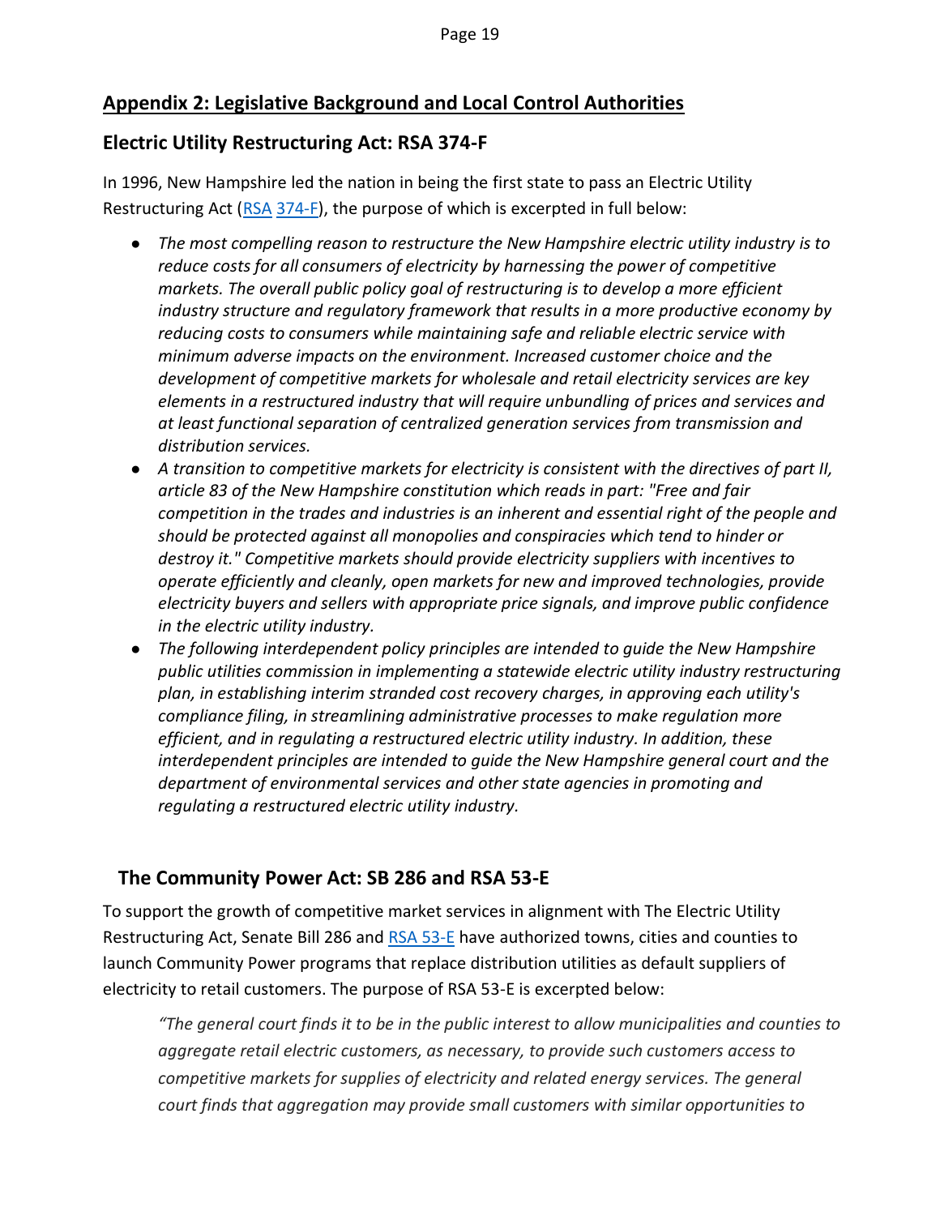## Appendix 2: Legislative Background and Local Control Authorities

### Electric Utility Restructuring Act: RSA 374-F

In 1996, New Hampshire led the nation in being the first state to pass an Electric Utility Restructuring Act (RSA 374-F), the purpose of which is excerpted in full below:

- *The most compelling reason to restructure the New Hampshire electric utility industry is to reduce costs for all consumers of electricity by harnessing the power of competitive markets. The overall public policy goal of restructuring is to develop a more efficient industry structure and regulatory framework that results in a more productive economy by reducing costs to consumers while maintaining safe and reliable electric service with minimum adverse impacts on the environment. Increased customer choice and the development of competitive markets for wholesale and retail electricity services are key elements in a restructured industry that will require unbundling of prices and services and at least functional separation of centralized generation services from transmission and distribution services.*
- *A transition to competitive markets for electricity is consistent with the directives of part II, article 83 of the New Hampshire constitution which reads in part: "Free and fair competition in the trades and industries is an inherent and essential right of the people and should be protected against all monopolies and conspiracies which tend to hinder or destroy it." Competitive markets should provide electricity suppliers with incentives to operate efficiently and cleanly, open markets for new and improved technologies, provide electricity buyers and sellers with appropriate price signals, and improve public confidence in the electric utility industry.*
- *The following interdependent policy principles are intended to guide the New Hampshire public utilities commission in implementing a statewide electric utility industry restructuring plan, in establishing interim stranded cost recovery charges, in approving each utility's compliance filing, in streamlining administrative processes to make regulation more efficient, and in regulating a restructured electric utility industry. In addition, these interdependent principles are intended to guide the New Hampshire general court and the department of environmental services and other state agencies in promoting and regulating a restructured electric utility industry.*

### The Community Power Act: SB 286 and RSA 53-E

To support the growth of competitive market services in alignment with The Electric Utility Restructuring Act, Senate Bill 286 and RSA 53-E have authorized towns, cities and counties to launch Community Power programs that replace distribution utilities as default suppliers of electricity to retail customers. The purpose of RSA 53-E is excerpted below:

> *"The general court finds it to be in the public interest to allow municipalities and counties to aggregate retail electric customers, as necessary, to provide such customers access to competitive markets for supplies of electricity and related energy services. The general court finds that aggregation may provide small customers with similar opportunities to*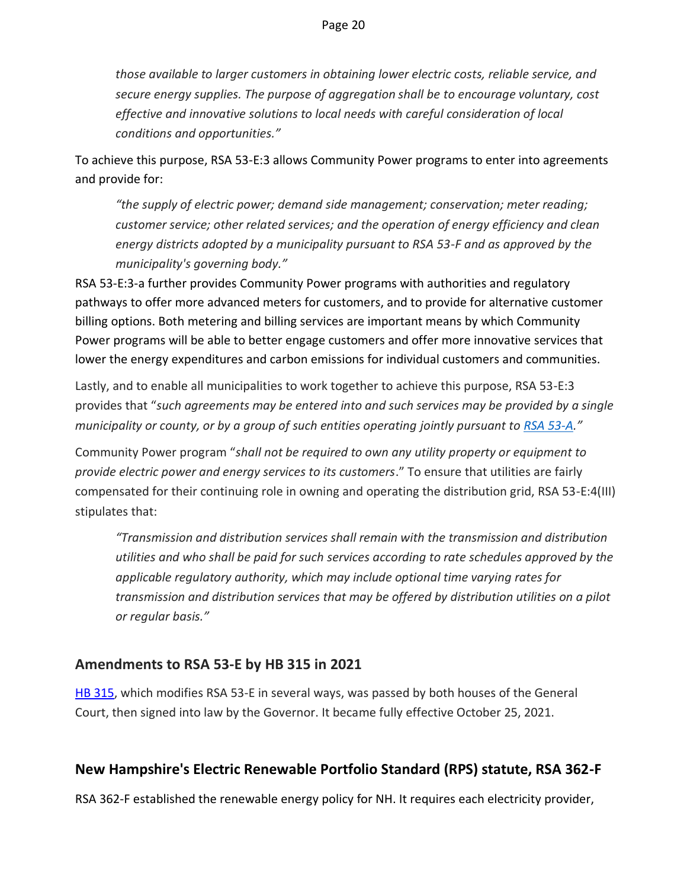> *those available to larger customers in obtaining lower electric costs, reliable service, and secure energy supplies. The purpose of aggregation shall be to encourage voluntary, cost effective and innovative solutions to local needs with careful consideration of local conditions and opportunities."*

To achieve this purpose, RSA 53-E:3 allows Community Power programs to enter into agreements and provide for:

> *"the supply of electric power; demand side management; conservation; meter reading; customer service; other related services; and the operation of energy efficiency and clean energy districts adopted by a municipality pursuant to RSA 53-F and as approved by the municipality's governing body."*

RSA 53-E:3-a further provides Community Power programs with authorities and regulatory pathways to offer more advanced meters for customers, and to provide for alternative customer billing options. Both metering and billing services are important means by which Community Power programs will be able to better engage customers and offer more innovative services that lower the energy expenditures and carbon emissions for individual customers and communities.

Lastly, and to enable all municipalities to work together to achieve this purpose, RSA 53-E:3 provides that "*such agreements may be entered into and such services may be provided by a single municipality or county, or by a group of such entities operating jointly pursuant to [RSA 53-A](RSA 53-A)."*

Community Power program "*shall not be required to own any utility property or equipment to provide electric power and energy services to its customers*." To ensure that utilities are fairly compensated for their continuing role in owning and operating the distribution grid, RSA 53-E:4(III) stipulates that:

> *"Transmission and distribution services shall remain with the transmission and distribution utilities and who shall be paid for such services according to rate schedules approved by the applicable regulatory authority, which may include optional time varying rates for transmission and distribution services that may be offered by distribution utilities on a pilot or regular basis."*

## Amendments to RSA 53-E by HB 315 in 2021

[HB 315](HB 315), which modifies RSA 53-E in several ways, was passed by both houses of the General Court, then signed into law by the Governor. It became fully effective October 25, 2021.

## New Hampshire's Electric Renewable Portfolio Standard (RPS) statute, RSA 362-F

RSA 362-F established the renewable energy policy for NH. It requires each electricity provider,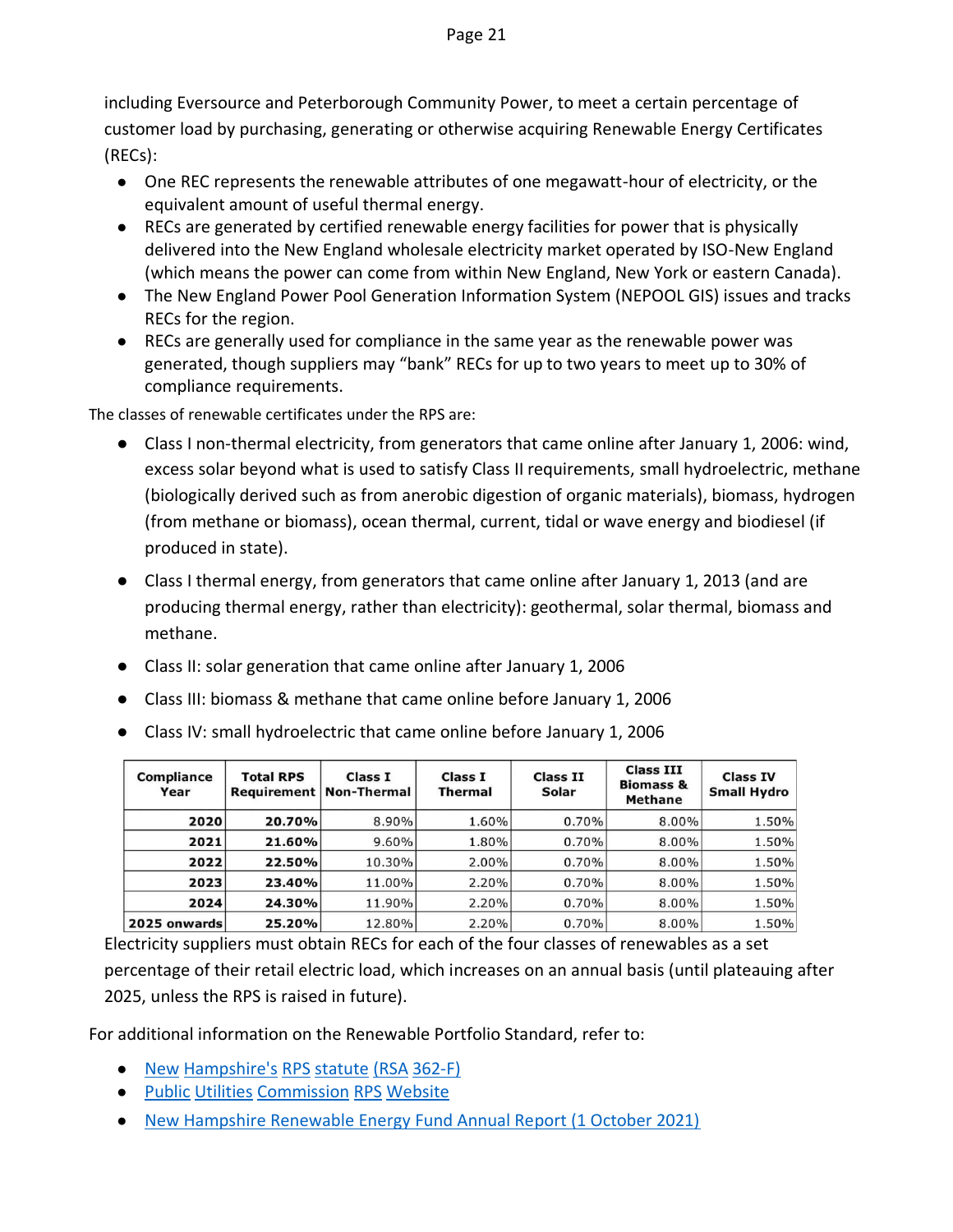including Eversource and Peterborough Community Power, to meet a certain percentage of customer load by purchasing, generating or otherwise acquiring Renewable Energy Certificates (RECs):

- One REC represents the renewable attributes of one megawatt-hour of electricity, or the equivalent amount of useful thermal energy.
- RECs are generated by certified renewable energy facilities for power that is physically delivered into the New England wholesale electricity market operated by ISO-New England (which means the power can come from within New England, New York or eastern Canada).
- The New England Power Pool Generation Information System (NEPOOL GIS) issues and tracks RECs for the region.
- RECs are generally used for compliance in the same year as the renewable power was generated, though suppliers may "bank" RECs for up to two years to meet up to 30% of compliance requirements.

The classes of renewable certificates under the RPS are:

- Class I non-thermal electricity, from generators that came online after January 1, 2006: wind, excess solar beyond what is used to satisfy Class II requirements, small hydroelectric, methane (biologically derived such as from anerobic digestion of organic materials), biomass, hydrogen (from methane or biomass), ocean thermal, current, tidal or wave energy and biodiesel (if produced in state).
- Class I thermal energy, from generators that came online after January 1, 2013 (and are producing thermal energy, rather than electricity): geothermal, solar thermal, biomass and methane.
- Class II: solar generation that came online after January 1, 2006
- Class III: biomass & methane that came online before January 1, 2006
- Class IV: small hydroelectric that came online before January 1, 2006

| Compliance Year | Total RPS Requirement | Class I Non-Thermal | Class I Thermal | Class II Solar | Class III Biomass & Methane | Class IV Small Hydro |
|---|---|---|---|---|---|---|
| **2020** | **20.70%** | 8.90% | 1.60% | 0.70% | 8.00% | 1.50% |
| **2021** | **21.60%** | 9.60% | 1.80% | 0.70% | 8.00% | 1.50% |
| **2022** | **22.50%** | 10.30% | 2.00% | 0.70% | 8.00% | 1.50% |
| **2023** | **23.40%** | 11.00% | 2.20% | 0.70% | 8.00% | 1.50% |
| **2024** | **24.30%** | 11.90% | 2.20% | 0.70% | 8.00% | 1.50% |
| **2025 onwards** | **25.20%** | 12.80% | 2.20% | 0.70% | 8.00% | 1.50% |

Electricity suppliers must obtain RECs for each of the four classes of renewables as a set percentage of their retail electric load, which increases on an annual basis (until plateauing after 2025, unless the RPS is raised in future).

For additional information on the Renewable Portfolio Standard, refer to:

- New Hampshire's RPS statute (RSA 362-F)
- Public Utilities Commission RPS Website
- New Hampshire Renewable Energy Fund Annual Report (1 October 2021)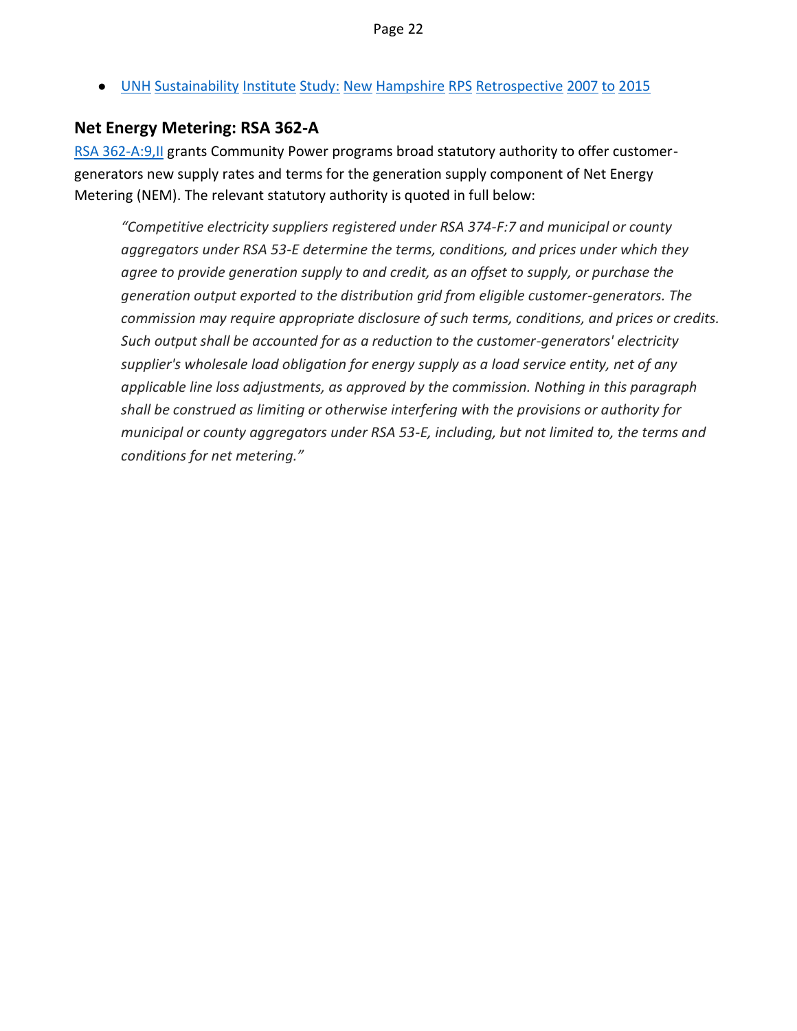- UNH Sustainability Institute Study: New Hampshire RPS Retrospective 2007 to 2015

## Net Energy Metering: RSA 362-A

RSA 362-A:9,II grants Community Power programs broad statutory authority to offer customer-generators new supply rates and terms for the generation supply component of Net Energy Metering (NEM). The relevant statutory authority is quoted in full below:

> *"Competitive electricity suppliers registered under RSA 374-F:7 and municipal or county aggregators under RSA 53-E determine the terms, conditions, and prices under which they agree to provide generation supply to and credit, as an offset to supply, or purchase the generation output exported to the distribution grid from eligible customer-generators. The commission may require appropriate disclosure of such terms, conditions, and prices or credits. Such output shall be accounted for as a reduction to the customer-generators' electricity supplier's wholesale load obligation for energy supply as a load service entity, net of any applicable line loss adjustments, as approved by the commission. Nothing in this paragraph shall be construed as limiting or otherwise interfering with the provisions or authority for municipal or county aggregators under RSA 53-E, including, but not limited to, the terms and conditions for net metering."*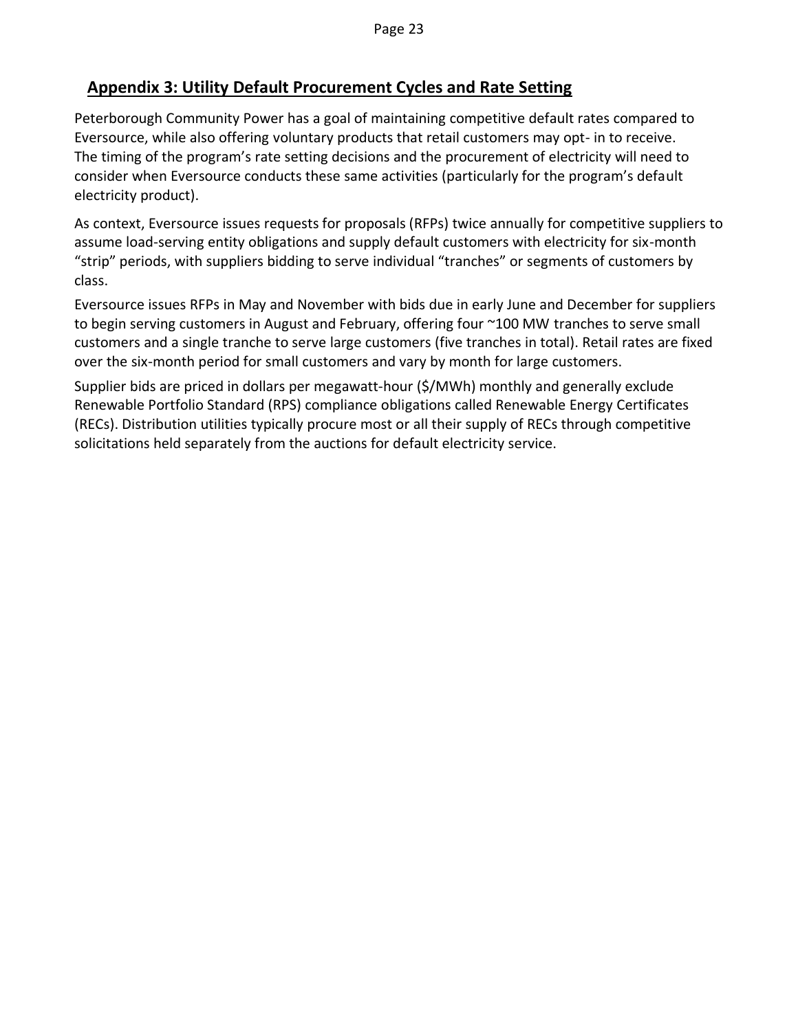## Appendix 3: Utility Default Procurement Cycles and Rate Setting

Peterborough Community Power has a goal of maintaining competitive default rates compared to Eversource, while also offering voluntary products that retail customers may opt- in to receive. The timing of the program's rate setting decisions and the procurement of electricity will need to consider when Eversource conducts these same activities (particularly for the program's default electricity product).

As context, Eversource issues requests for proposals (RFPs) twice annually for competitive suppliers to assume load-serving entity obligations and supply default customers with electricity for six-month "strip" periods, with suppliers bidding to serve individual "tranches" or segments of customers by class.

Eversource issues RFPs in May and November with bids due in early June and December for suppliers to begin serving customers in August and February, offering four ~100 MW tranches to serve small customers and a single tranche to serve large customers (five tranches in total). Retail rates are fixed over the six-month period for small customers and vary by month for large customers.

Supplier bids are priced in dollars per megawatt-hour ($/MWh) monthly and generally exclude Renewable Portfolio Standard (RPS) compliance obligations called Renewable Energy Certificates (RECs). Distribution utilities typically procure most or all their supply of RECs through competitive solicitations held separately from the auctions for default electricity service.